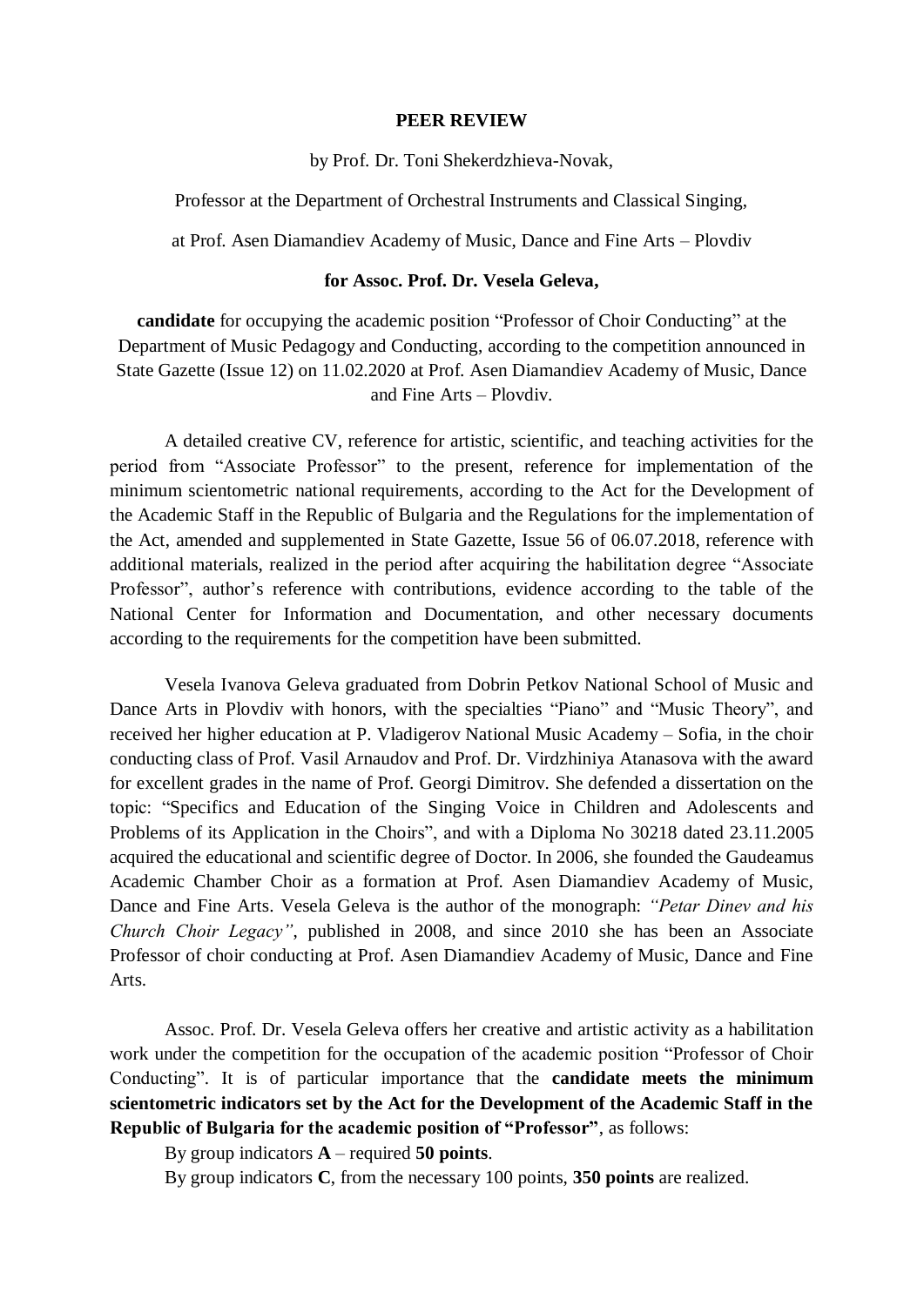**PEER REVIEW**

by Prof. Dr. Toni Shekerdzhieva-Novak,

Professor at the Department of Orchestral Instruments and Classical Singing,

at Prof. Asen Diamandiev Academy of Music, Dance and Fine Arts – Plovdiv

**for Assoc. Prof. Dr. Vesela Geleva,**

**candidate** for occupying the academic position "Professor of Choir Conducting" at the Department of Music Pedagogy and Conducting, according to the competition announced in State Gazette (Issue 12) on 11.02.2020 at Prof. Asen Diamandiev Academy of Music, Dance and Fine Arts – Plovdiv.

A detailed creative CV, reference for artistic, scientific, and teaching activities for the period from "Associate Professor" to the present, reference for implementation of the minimum scientometric national requirements, according to the Act for the Development of the Academic Staff in the Republic of Bulgaria and the Regulations for the implementation of the Act, amended and supplemented in State Gazette, Issue 56 of 06.07.2018, reference with additional materials, realized in the period after acquiring the habilitation degree "Associate Professor", author's reference with contributions, evidence according to the table of the National Center for Information and Documentation, and other necessary documents according to the requirements for the competition have been submitted.

Vesela Ivanova Geleva graduated from Dobrin Petkov National School of Music and Dance Arts in Plovdiv with honors, with the specialties "Piano" and "Music Theory", and received her higher education at P. Vladigerov National Music Academy – Sofia, in the choir conducting class of Prof. Vasil Arnaudov and Prof. Dr. Virdzhiniya Atanasova with the award for excellent grades in the name of Prof. Georgi Dimitrov. She defended a dissertation on the topic: "Specifics and Education of the Singing Voice in Children and Adolescents and Problems of its Application in the Choirs", and with a Diploma No 30218 dated 23.11.2005 acquired the educational and scientific degree of Doctor. In 2006, she founded the Gaudeamus Academic Chamber Choir as a formation at Prof. Asen Diamandiev Academy of Music, Dance and Fine Arts. Vesela Geleva is the author of the monograph: *"Petar Dinev and his Church Choir Legacy"*, published in 2008, and since 2010 she has been an Associate Professor of choir conducting at Prof. Asen Diamandiev Academy of Music, Dance and Fine Arts.

Assoc. Prof. Dr. Vesela Geleva offers her creative and artistic activity as a habilitation work under the competition for the occupation of the academic position "Professor of Choir Conducting". It is of particular importance that the **candidate meets the minimum scientometric indicators set by the Act for the Development of the Academic Staff in the Republic of Bulgaria for the academic position of "Professor"**, as follows:

By group indicators **A** – required **50 points**.

By group indicators **C**, from the necessary 100 points, **350 points** are realized.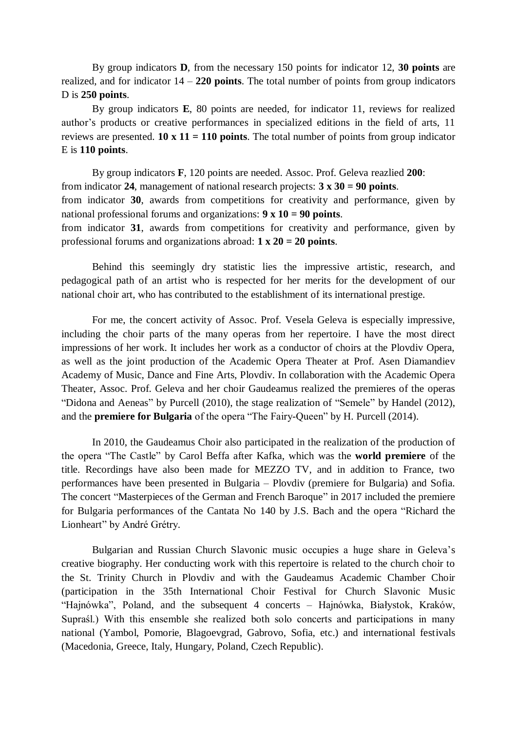By group indicators **D**, from the necessary 150 points for indicator 12, **30 points** are realized, and for indicator 14 – **220 points**. The total number of points from group indicators D is **250 points**.

By group indicators **E**, 80 points are needed, for indicator 11, reviews for realized author's products or creative performances in specialized editions in the field of arts, 11 reviews are presented. **10 x 11 = 110 points**. The total number of points from group indicator E is **110 points**.

By group indicators **F**, 120 points are needed. Assoc. Prof. Geleva reazlied **200**:
from indicator **24**, management of national research projects: **3 x 30 = 90 points**.
from indicator **30**, awards from competitions for creativity and performance, given by national professional forums and organizations: **9 x 10 = 90 points**.
from indicator **31**, awards from competitions for creativity and performance, given by professional forums and organizations abroad: **1 x 20 = 20 points**.

Behind this seemingly dry statistic lies the impressive artistic, research, and pedagogical path of an artist who is respected for her merits for the development of our national choir art, who has contributed to the establishment of its international prestige.

For me, the concert activity of Assoc. Prof. Vesela Geleva is especially impressive, including the choir parts of the many operas from her repertoire. I have the most direct impressions of her work. It includes her work as a conductor of choirs at the Plovdiv Opera, as well as the joint production of the Academic Opera Theater at Prof. Asen Diamandiev Academy of Music, Dance and Fine Arts, Plovdiv. In collaboration with the Academic Opera Theater, Assoc. Prof. Geleva and her choir Gaudeamus realized the premieres of the operas "Didona and Aeneas" by Purcell (2010), the stage realization of "Semele" by Handel (2012), and the **premiere for Bulgaria** of the opera "The Fairy-Queen" by H. Purcell (2014).

In 2010, the Gaudeamus Choir also participated in the realization of the production of the opera "The Castle" by Carol Beffa after Kafka, which was the **world premiere** of the title. Recordings have also been made for MEZZO TV, and in addition to France, two performances have been presented in Bulgaria – Plovdiv (premiere for Bulgaria) and Sofia. The concert "Masterpieces of the German and French Baroque" in 2017 included the premiere for Bulgaria performances of the Cantata No 140 by J.S. Bach and the opera "Richard the Lionheart" by André Grétry.

Bulgarian and Russian Church Slavonic music occupies a huge share in Geleva's creative biography. Her conducting work with this repertoire is related to the church choir to the St. Trinity Church in Plovdiv and with the Gaudeamus Academic Chamber Choir (participation in the 35th International Choir Festival for Church Slavonic Music "Hajnówka", Poland, and the subsequent 4 concerts – Hajnówka, Białystok, Kraków, Supraśl.) With this ensemble she realized both solo concerts and participations in many national (Yambol, Pomorie, Blagoevgrad, Gabrovo, Sofia, etc.) and international festivals (Macedonia, Greece, Italy, Hungary, Poland, Czech Republic).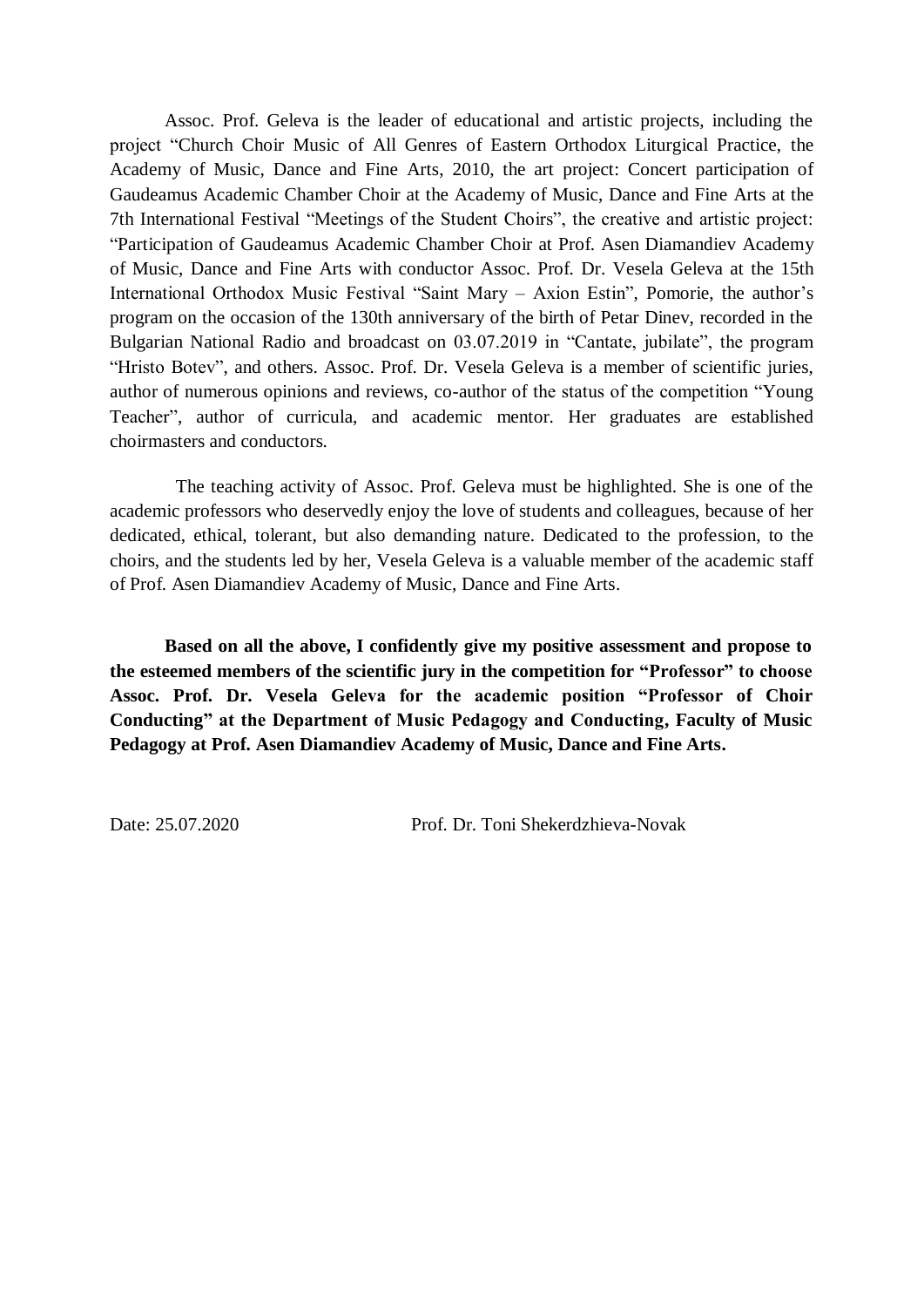Assoc. Prof. Geleva is the leader of educational and artistic projects, including the project "Church Choir Music of All Genres of Eastern Orthodox Liturgical Practice, the Academy of Music, Dance and Fine Arts, 2010, the art project: Concert participation of Gaudeamus Academic Chamber Choir at the Academy of Music, Dance and Fine Arts at the 7th International Festival "Meetings of the Student Choirs", the creative and artistic project: "Participation of Gaudeamus Academic Chamber Choir at Prof. Asen Diamandiev Academy of Music, Dance and Fine Arts with conductor Assoc. Prof. Dr. Vesela Geleva at the 15th International Orthodox Music Festival "Saint Mary – Axion Estin", Pomorie, the author's program on the occasion of the 130th anniversary of the birth of Petar Dinev, recorded in the Bulgarian National Radio and broadcast on 03.07.2019 in "Cantate, jubilate", the program "Hristo Botev", and others. Assoc. Prof. Dr. Vesela Geleva is a member of scientific juries, author of numerous opinions and reviews, co-author of the status of the competition "Young Teacher", author of curricula, and academic mentor. Her graduates are established choirmasters and conductors.

The teaching activity of Assoc. Prof. Geleva must be highlighted. She is one of the academic professors who deservedly enjoy the love of students and colleagues, because of her dedicated, ethical, tolerant, but also demanding nature. Dedicated to the profession, to the choirs, and the students led by her, Vesela Geleva is a valuable member of the academic staff of Prof. Asen Diamandiev Academy of Music, Dance and Fine Arts.

**Based on all the above, I confidently give my positive assessment and propose to the esteemed members of the scientific jury in the competition for "Professor" to choose Assoc. Prof. Dr. Vesela Geleva for the academic position "Professor of Choir Conducting" at the Department of Music Pedagogy and Conducting, Faculty of Music Pedagogy at Prof. Asen Diamandiev Academy of Music, Dance and Fine Arts.**

Date: 25.07.2020 Prof. Dr. Toni Shekerdzhieva-Novak